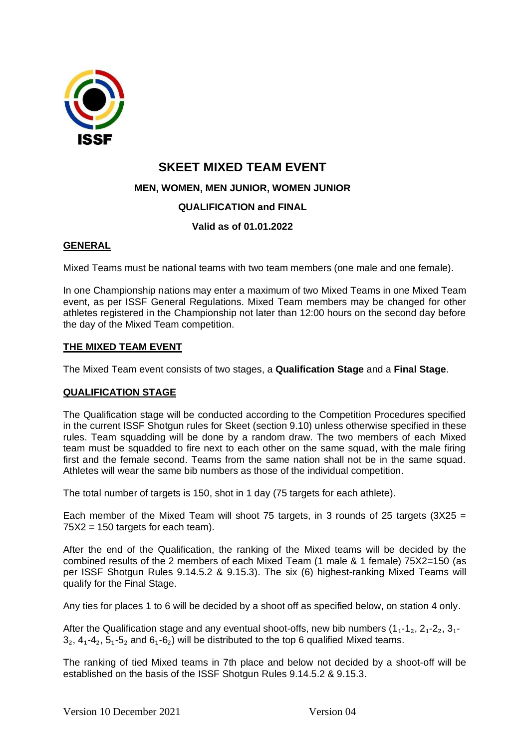ISSF

# SKEET MIXED TEAM EVENT

**MEN, WOMEN, MEN JUNIOR, WOMEN JUNIOR**

**QUALIFICATION and FINAL**

**Valid as of 01.01.2022**

## GENERAL

Mixed Teams must be national teams with two team members (one male and one female).

In one Championship nations may enter a maximum of two Mixed Teams in one Mixed Team event, as per ISSF General Regulations. Mixed Team members may be changed for other athletes registered in the Championship not later than 12:00 hours on the second day before the day of the Mixed Team competition.

## THE MIXED TEAM EVENT

The Mixed Team event consists of two stages, a **Qualification Stage** and a **Final Stage**.

## QUALIFICATION STAGE

The Qualification stage will be conducted according to the Competition Procedures specified in the current ISSF Shotgun rules for Skeet (section 9.10) unless otherwise specified in these rules. Team squadding will be done by a random draw. The two members of each Mixed team must be squadded to fire next to each other on the same squad, with the male firing first and the female second. Teams from the same nation shall not be in the same squad. Athletes will wear the same bib numbers as those of the individual competition.

The total number of targets is 150, shot in 1 day (75 targets for each athlete).

Each member of the Mixed Team will shoot 75 targets, in 3 rounds of 25 targets (3X25 = 75X2 = 150 targets for each team).

After the end of the Qualification, the ranking of the Mixed teams will be decided by the combined results of the 2 members of each Mixed Team (1 male & 1 female) 75X2=150 (as per ISSF Shotgun Rules 9.14.5.2 & 9.15.3). The six (6) highest-ranking Mixed Teams will qualify for the Final Stage.

Any ties for places 1 to 6 will be decided by a shoot off as specified below, on station 4 only.

After the Qualification stage and any eventual shoot-offs, new bib numbers ($1_1$-$1_2$, $2_1$-$2_2$, $3_1$-$3_2$, $4_1$-$4_2$, $5_1$-$5_2$ and $6_1$-$6_2$) will be distributed to the top 6 qualified Mixed teams.

The ranking of tied Mixed teams in 7th place and below not decided by a shoot-off will be established on the basis of the ISSF Shotgun Rules 9.14.5.2 & 9.15.3.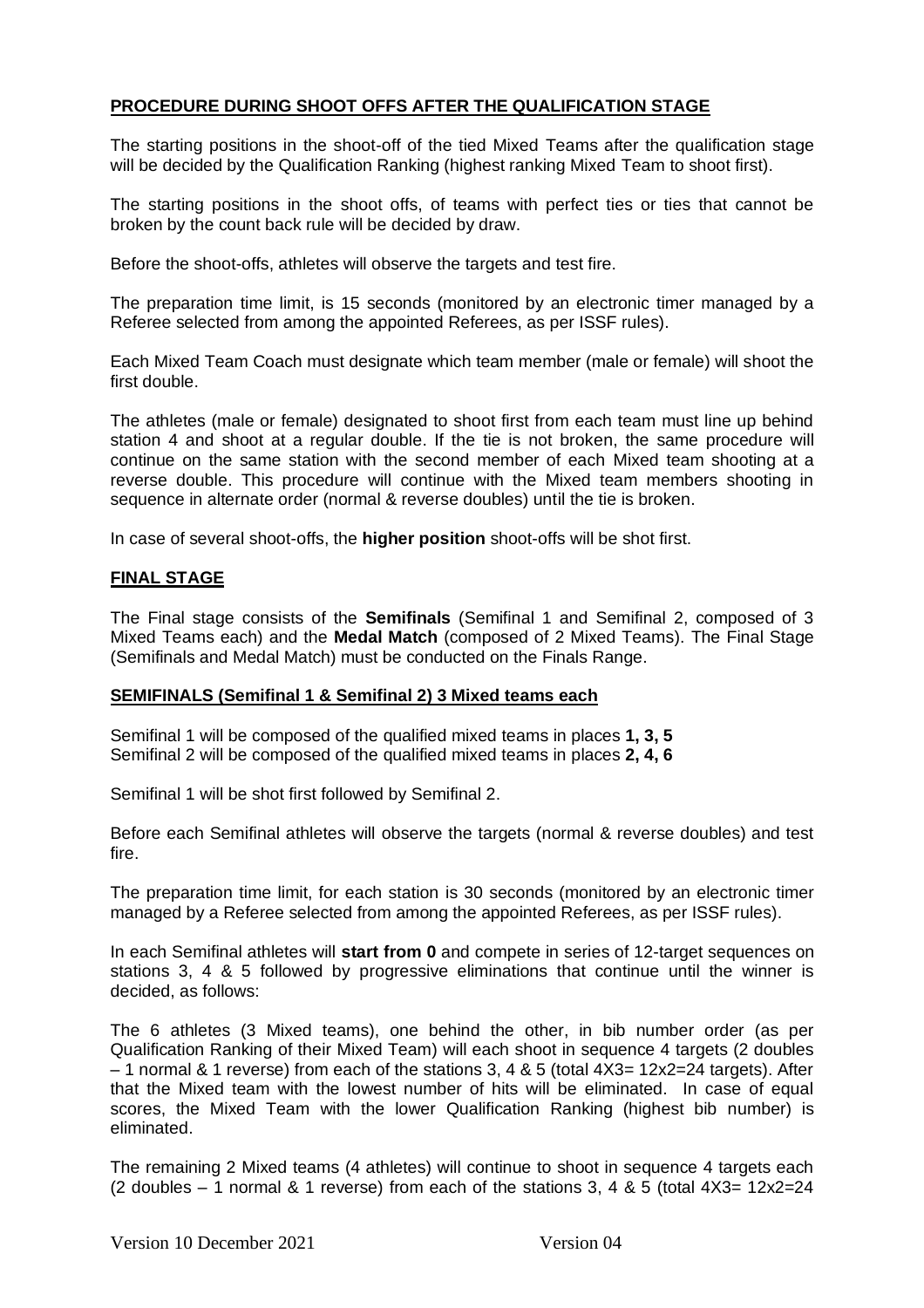## PROCEDURE DURING SHOOT OFFS AFTER THE QUALIFICATION STAGE

The starting positions in the shoot-off of the tied Mixed Teams after the qualification stage will be decided by the Qualification Ranking (highest ranking Mixed Team to shoot first).

The starting positions in the shoot offs, of teams with perfect ties or ties that cannot be broken by the count back rule will be decided by draw.

Before the shoot-offs, athletes will observe the targets and test fire.

The preparation time limit, is 15 seconds (monitored by an electronic timer managed by a Referee selected from among the appointed Referees, as per ISSF rules).

Each Mixed Team Coach must designate which team member (male or female) will shoot the first double.

The athletes (male or female) designated to shoot first from each team must line up behind station 4 and shoot at a regular double. If the tie is not broken, the same procedure will continue on the same station with the second member of each Mixed team shooting at a reverse double. This procedure will continue with the Mixed team members shooting in sequence in alternate order (normal & reverse doubles) until the tie is broken.

In case of several shoot-offs, the **higher position** shoot-offs will be shot first.

## FINAL STAGE

The Final stage consists of the **Semifinals** (Semifinal 1 and Semifinal 2, composed of 3 Mixed Teams each) and the **Medal Match** (composed of 2 Mixed Teams). The Final Stage (Semifinals and Medal Match) must be conducted on the Finals Range.

### SEMIFINALS (Semifinal 1 & Semifinal 2) 3 Mixed teams each

Semifinal 1 will be composed of the qualified mixed teams in places **1, 3, 5**
Semifinal 2 will be composed of the qualified mixed teams in places **2, 4, 6**

Semifinal 1 will be shot first followed by Semifinal 2.

Before each Semifinal athletes will observe the targets (normal & reverse doubles) and test fire.

The preparation time limit, for each station is 30 seconds (monitored by an electronic timer managed by a Referee selected from among the appointed Referees, as per ISSF rules).

In each Semifinal athletes will **start from 0** and compete in series of 12-target sequences on stations 3, 4 & 5 followed by progressive eliminations that continue until the winner is decided, as follows:

The 6 athletes (3 Mixed teams), one behind the other, in bib number order (as per Qualification Ranking of their Mixed Team) will each shoot in sequence 4 targets (2 doubles – 1 normal & 1 reverse) from each of the stations 3, 4 & 5 (total 4X3= 12x2=24 targets). After that the Mixed team with the lowest number of hits will be eliminated. In case of equal scores, the Mixed Team with the lower Qualification Ranking (highest bib number) is eliminated.

The remaining 2 Mixed teams (4 athletes) will continue to shoot in sequence 4 targets each (2 doubles – 1 normal & 1 reverse) from each of the stations 3, 4 & 5 (total 4X3= 12x2=24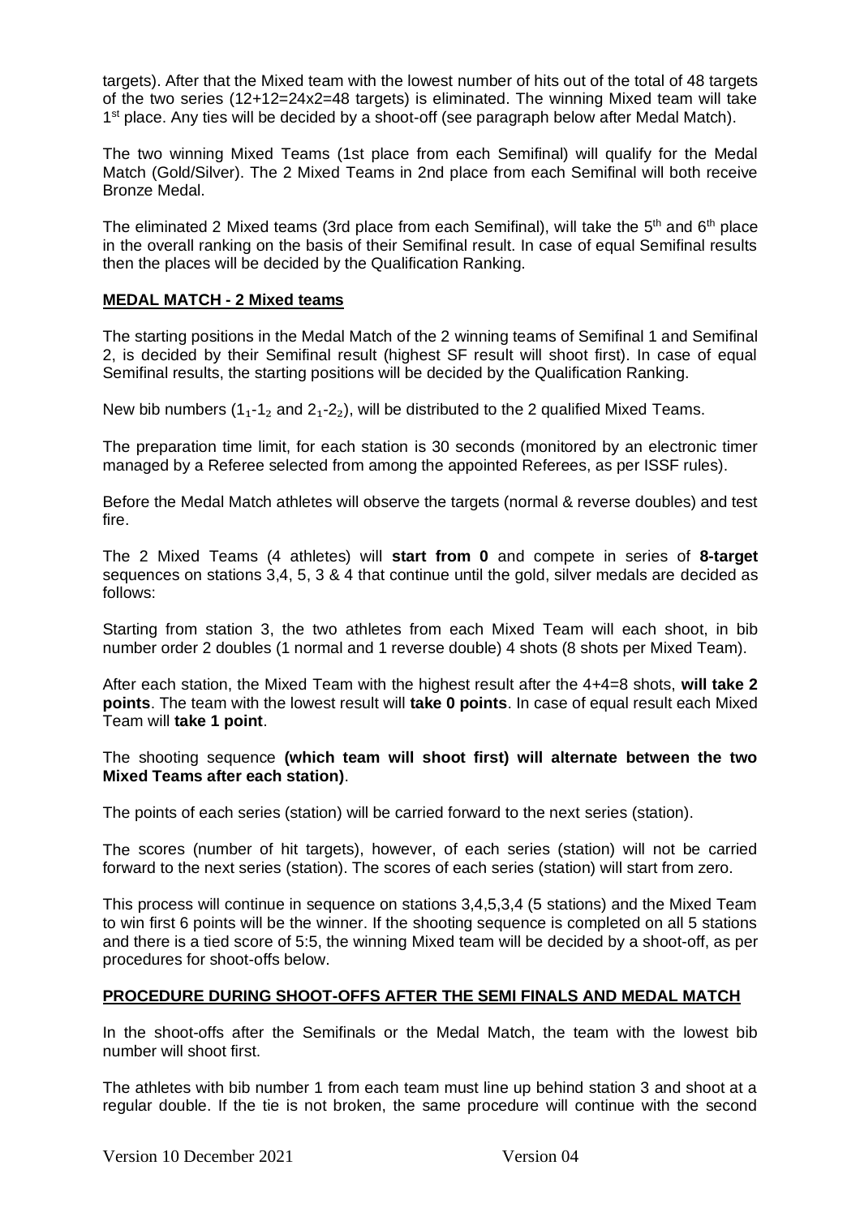targets). After that the Mixed team with the lowest number of hits out of the total of 48 targets of the two series (12+12=24x2=48 targets) is eliminated. The winning Mixed team will take 1st place. Any ties will be decided by a shoot-off (see paragraph below after Medal Match).

The two winning Mixed Teams (1st place from each Semifinal) will qualify for the Medal Match (Gold/Silver). The 2 Mixed Teams in 2nd place from each Semifinal will both receive Bronze Medal.

The eliminated 2 Mixed teams (3rd place from each Semifinal), will take the 5th and 6th place in the overall ranking on the basis of their Semifinal result. In case of equal Semifinal results then the places will be decided by the Qualification Ranking.

**MEDAL MATCH - 2 Mixed teams**

The starting positions in the Medal Match of the 2 winning teams of Semifinal 1 and Semifinal 2, is decided by their Semifinal result (highest SF result will shoot first). In case of equal Semifinal results, the starting positions will be decided by the Qualification Ranking.

New bib numbers ($1_1$-$1_2$ and $2_1$-$2_2$), will be distributed to the 2 qualified Mixed Teams.

The preparation time limit, for each station is 30 seconds (monitored by an electronic timer managed by a Referee selected from among the appointed Referees, as per ISSF rules).

Before the Medal Match athletes will observe the targets (normal & reverse doubles) and test fire.

The 2 Mixed Teams (4 athletes) will **start from 0** and compete in series of **8-target** sequences on stations 3,4, 5, 3 & 4 that continue until the gold, silver medals are decided as follows:

Starting from station 3, the two athletes from each Mixed Team will each shoot, in bib number order 2 doubles (1 normal and 1 reverse double) 4 shots (8 shots per Mixed Team).

After each station, the Mixed Team with the highest result after the 4+4=8 shots, **will take 2 points**. The team with the lowest result will **take 0 points**. In case of equal result each Mixed Team will **take 1 point**.

The shooting sequence **(which team will shoot first) will alternate between the two Mixed Teams after each station)**.

The points of each series (station) will be carried forward to the next series (station).

The scores (number of hit targets), however, of each series (station) will not be carried forward to the next series (station). The scores of each series (station) will start from zero.

This process will continue in sequence on stations 3,4,5,3,4 (5 stations) and the Mixed Team to win first 6 points will be the winner. If the shooting sequence is completed on all 5 stations and there is a tied score of 5:5, the winning Mixed team will be decided by a shoot-off, as per procedures for shoot-offs below.

**PROCEDURE DURING SHOOT-OFFS AFTER THE SEMI FINALS AND MEDAL MATCH**

In the shoot-offs after the Semifinals or the Medal Match, the team with the lowest bib number will shoot first.

The athletes with bib number 1 from each team must line up behind station 3 and shoot at a regular double. If the tie is not broken, the same procedure will continue with the second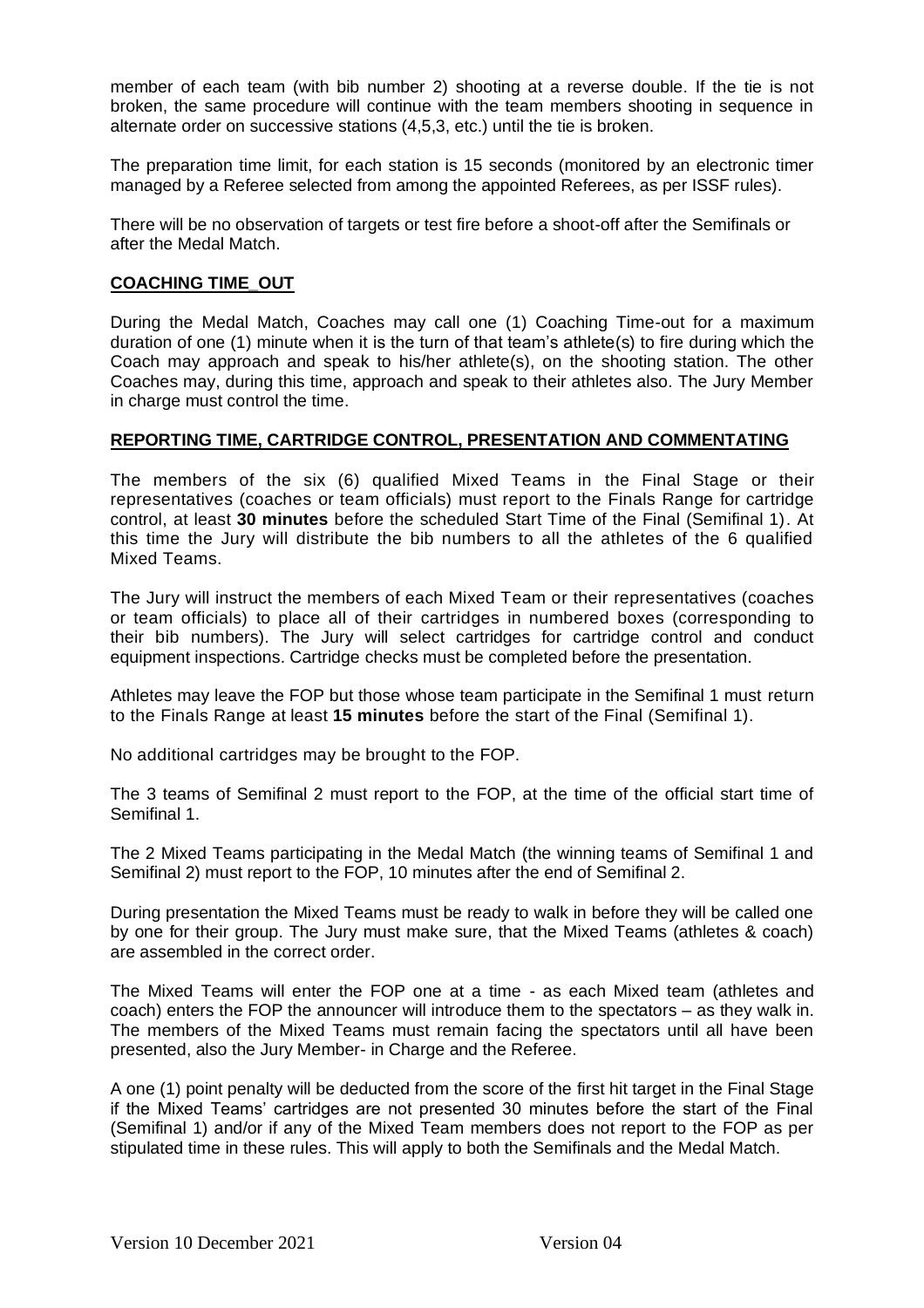member of each team (with bib number 2) shooting at a reverse double. If the tie is not broken, the same procedure will continue with the team members shooting in sequence in alternate order on successive stations (4,5,3, etc.) until the tie is broken.

The preparation time limit, for each station is 15 seconds (monitored by an electronic timer managed by a Referee selected from among the appointed Referees, as per ISSF rules).

There will be no observation of targets or test fire before a shoot-off after the Semifinals or after the Medal Match.

## COACHING TIME_OUT

During the Medal Match, Coaches may call one (1) Coaching Time-out for a maximum duration of one (1) minute when it is the turn of that team's athlete(s) to fire during which the Coach may approach and speak to his/her athlete(s), on the shooting station. The other Coaches may, during this time, approach and speak to their athletes also. The Jury Member in charge must control the time.

## REPORTING TIME, CARTRIDGE CONTROL, PRESENTATION AND COMMENTATING

The members of the six (6) qualified Mixed Teams in the Final Stage or their representatives (coaches or team officials) must report to the Finals Range for cartridge control, at least **30 minutes** before the scheduled Start Time of the Final (Semifinal 1). At this time the Jury will distribute the bib numbers to all the athletes of the 6 qualified Mixed Teams.

The Jury will instruct the members of each Mixed Team or their representatives (coaches or team officials) to place all of their cartridges in numbered boxes (corresponding to their bib numbers). The Jury will select cartridges for cartridge control and conduct equipment inspections. Cartridge checks must be completed before the presentation.

Athletes may leave the FOP but those whose team participate in the Semifinal 1 must return to the Finals Range at least **15 minutes** before the start of the Final (Semifinal 1).

No additional cartridges may be brought to the FOP.

The 3 teams of Semifinal 2 must report to the FOP, at the time of the official start time of Semifinal 1.

The 2 Mixed Teams participating in the Medal Match (the winning teams of Semifinal 1 and Semifinal 2) must report to the FOP, 10 minutes after the end of Semifinal 2.

During presentation the Mixed Teams must be ready to walk in before they will be called one by one for their group. The Jury must make sure, that the Mixed Teams (athletes & coach) are assembled in the correct order.

The Mixed Teams will enter the FOP one at a time - as each Mixed team (athletes and coach) enters the FOP the announcer will introduce them to the spectators – as they walk in. The members of the Mixed Teams must remain facing the spectators until all have been presented, also the Jury Member- in Charge and the Referee.

A one (1) point penalty will be deducted from the score of the first hit target in the Final Stage if the Mixed Teams' cartridges are not presented 30 minutes before the start of the Final (Semifinal 1) and/or if any of the Mixed Team members does not report to the FOP as per stipulated time in these rules. This will apply to both the Semifinals and the Medal Match.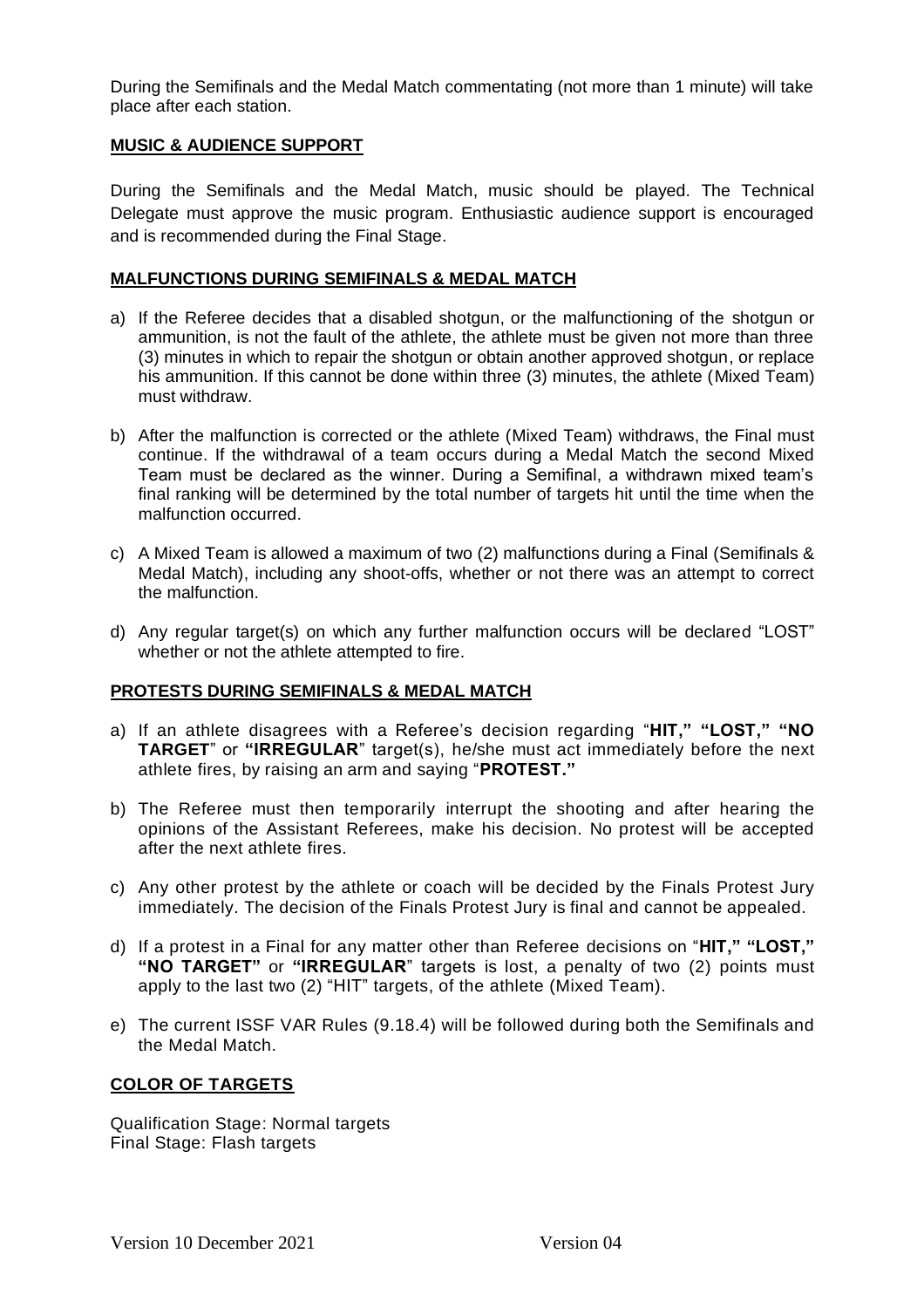During the Semifinals and the Medal Match commentating (not more than 1 minute) will take place after each station.

## MUSIC & AUDIENCE SUPPORT

During the Semifinals and the Medal Match, music should be played. The Technical Delegate must approve the music program. Enthusiastic audience support is encouraged and is recommended during the Final Stage.

## MALFUNCTIONS DURING SEMIFINALS & MEDAL MATCH

a) If the Referee decides that a disabled shotgun, or the malfunctioning of the shotgun or ammunition, is not the fault of the athlete, the athlete must be given not more than three (3) minutes in which to repair the shotgun or obtain another approved shotgun, or replace his ammunition. If this cannot be done within three (3) minutes, the athlete (Mixed Team) must withdraw.

b) After the malfunction is corrected or the athlete (Mixed Team) withdraws, the Final must continue. If the withdrawal of a team occurs during a Medal Match the second Mixed Team must be declared as the winner. During a Semifinal, a withdrawn mixed team's final ranking will be determined by the total number of targets hit until the time when the malfunction occurred.

c) A Mixed Team is allowed a maximum of two (2) malfunctions during a Final (Semifinals & Medal Match), including any shoot-offs, whether or not there was an attempt to correct the malfunction.

d) Any regular target(s) on which any further malfunction occurs will be declared "LOST" whether or not the athlete attempted to fire.

## PROTESTS DURING SEMIFINALS & MEDAL MATCH

a) If an athlete disagrees with a Referee's decision regarding "**HIT,**" "**LOST,**" "**NO TARGET**" or "**IRREGULAR**" target(s), he/she must act immediately before the next athlete fires, by raising an arm and saying "**PROTEST.**"

b) The Referee must then temporarily interrupt the shooting and after hearing the opinions of the Assistant Referees, make his decision. No protest will be accepted after the next athlete fires.

c) Any other protest by the athlete or coach will be decided by the Finals Protest Jury immediately. The decision of the Finals Protest Jury is final and cannot be appealed.

d) If a protest in a Final for any matter other than Referee decisions on "**HIT,**" "**LOST,**" "**NO TARGET**" or "**IRREGULAR**" targets is lost, a penalty of two (2) points must apply to the last two (2) "HIT" targets, of the athlete (Mixed Team).

e) The current ISSF VAR Rules (9.18.4) will be followed during both the Semifinals and the Medal Match.

## COLOR OF TARGETS

Qualification Stage: Normal targets
Final Stage: Flash targets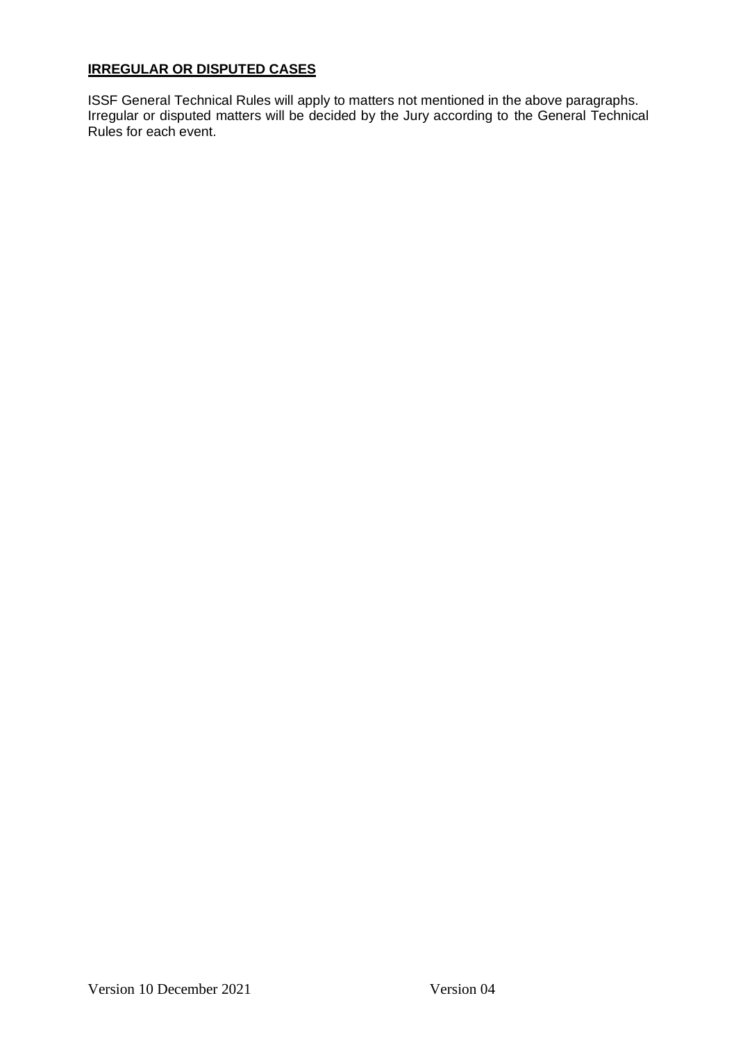**IRREGULAR OR DISPUTED CASES**

ISSF General Technical Rules will apply to matters not mentioned in the above paragraphs. Irregular or disputed matters will be decided by the Jury according to the General Technical Rules for each event.